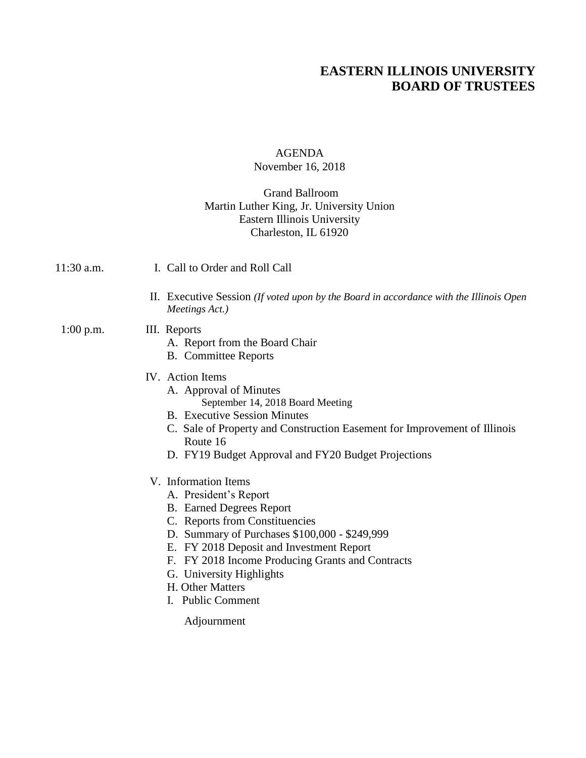# EASTERN ILLINOIS UNIVERSITY
# BOARD OF TRUSTEES

AGENDA
November 16, 2018

Grand Ballroom
Martin Luther King, Jr. University Union
Eastern Illinois University
Charleston, IL 61920

11:30 a.m.

I. Call to Order and Roll Call

II. Executive Session *(If voted upon by the Board in accordance with the Illinois Open Meetings Act.)*

1:00 p.m.

III. Reports
- A. Report from the Board Chair
- B. Committee Reports

IV. Action Items
- A. Approval of Minutes
  - September 14, 2018 Board Meeting
- B. Executive Session Minutes
- C. Sale of Property and Construction Easement for Improvement of Illinois Route 16
- D. FY19 Budget Approval and FY20 Budget Projections

V. Information Items
- A. President's Report
- B. Earned Degrees Report
- C. Reports from Constituencies
- D. Summary of Purchases $100,000 - $249,999
- E. FY 2018 Deposit and Investment Report
- F. FY 2018 Income Producing Grants and Contracts
- G. University Highlights
- H. Other Matters
- I. Public Comment

Adjournment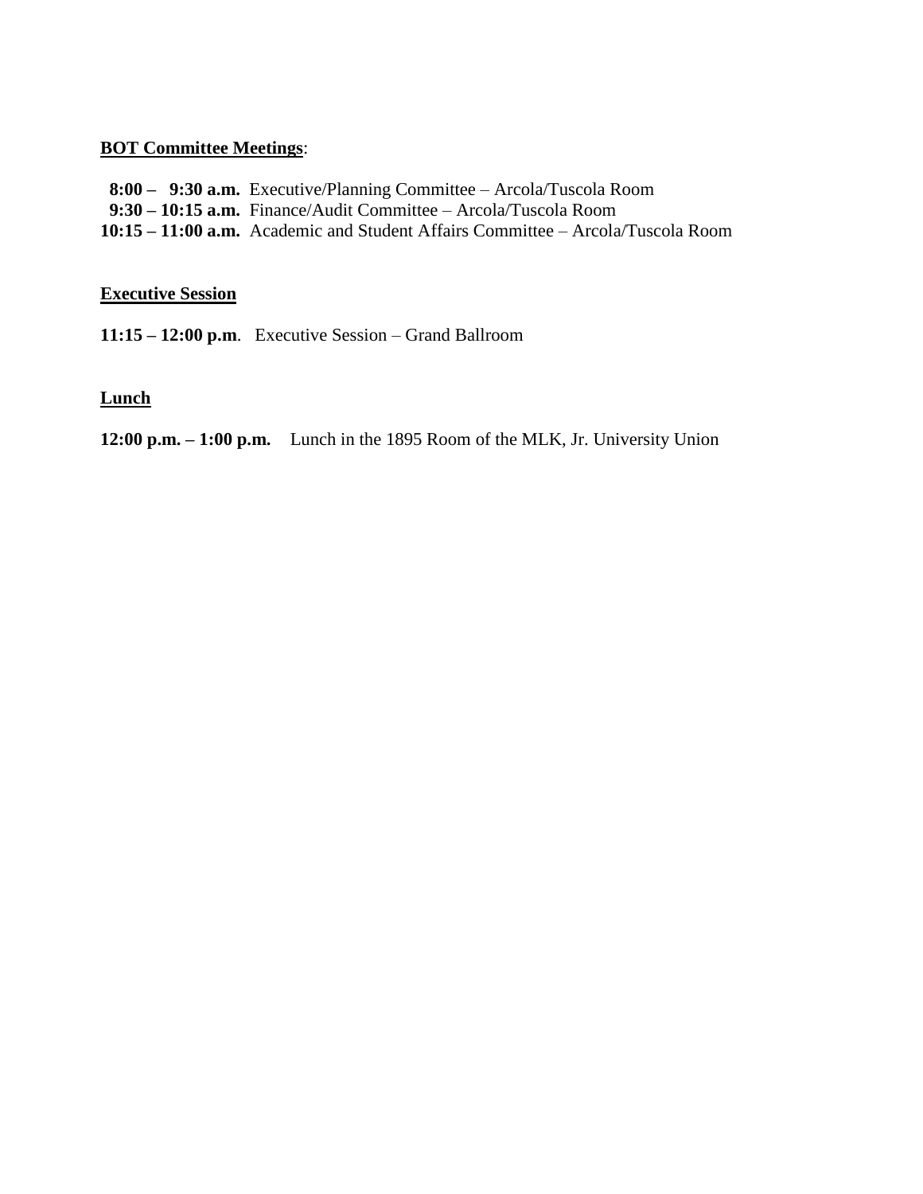**BOT Committee Meetings**:

**8:00 – 9:30 a.m.** Executive/Planning Committee – Arcola/Tuscola Room
**9:30 – 10:15 a.m.** Finance/Audit Committee – Arcola/Tuscola Room
**10:15 – 11:00 a.m.** Academic and Student Affairs Committee – Arcola/Tuscola Room

**Executive Session**

**11:15 – 12:00 p.m**. Executive Session – Grand Ballroom

**Lunch**

**12:00 p.m. – 1:00 p.m.** Lunch in the 1895 Room of the MLK, Jr. University Union